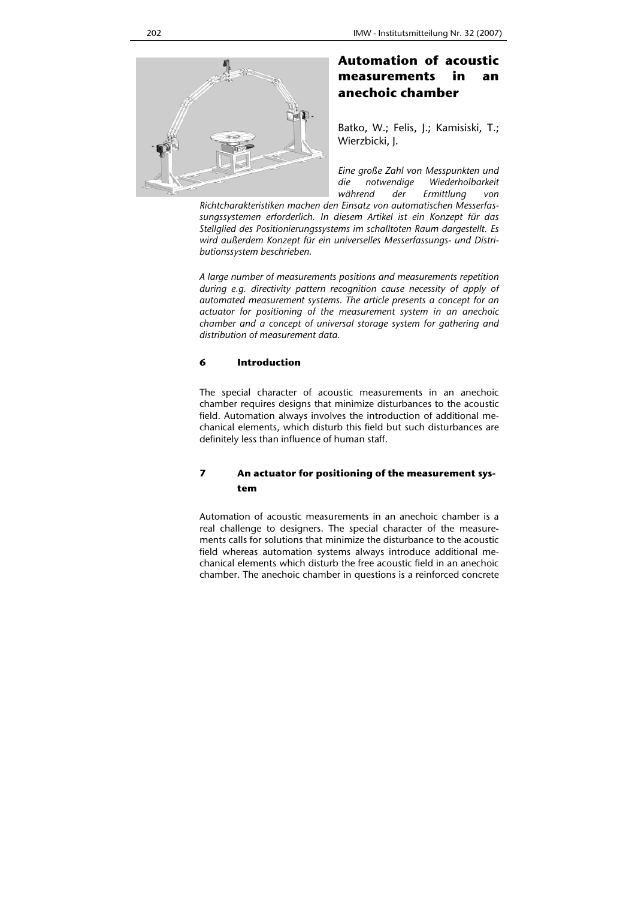# Automation of acoustic measurements in an anechoic chamber

Batko, W.; Felis, J.; Kamisiski, T.; Wierzbicki, J.

*Eine große Zahl von Messpunkten und die notwendige Wiederholbarkeit während der Ermittlung von Richtcharakteristiken machen den Einsatz von automatischen Messerfassungssystemen erforderlich. In diesem Artikel ist ein Konzept für das Stellglied des Positionierungssystems im schalltoten Raum dargestellt. Es wird außerdem Konzept für ein universelles Messerfassungs- und Distributionssystem beschrieben.*

*A large number of measurements positions and measurements repetition during e.g. directivity pattern recognition cause necessity of apply of automated measurement systems. The article presents a concept for an actuator for positioning of the measurement system in an anechoic chamber and a concept of universal storage system for gathering and distribution of measurement data.*

## 6 Introduction

The special character of acoustic measurements in an anechoic chamber requires designs that minimize disturbances to the acoustic field. Automation always involves the introduction of additional mechanical elements, which disturb this field but such disturbances are definitely less than influence of human staff.

## 7 An actuator for positioning of the measurement system

Automation of acoustic measurements in an anechoic chamber is a real challenge to designers. The special character of the measurements calls for solutions that minimize the disturbance to the acoustic field whereas automation systems always introduce additional mechanical elements which disturb the free acoustic field in an anechoic chamber. The anechoic chamber in questions is a reinforced concrete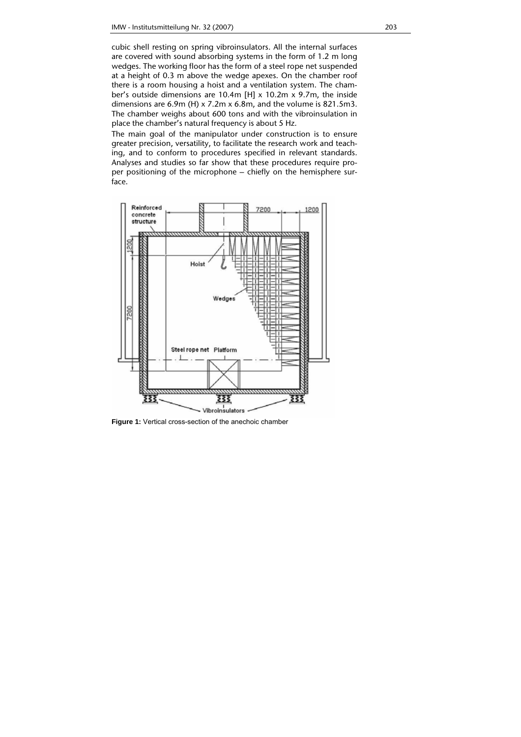cubic shell resting on spring vibroinsulators. All the internal surfaces are covered with sound absorbing systems in the form of 1.2 m long wedges. The working floor has the form of a steel rope net suspended at a height of 0.3 m above the wedge apexes. On the chamber roof there is a room housing a hoist and a ventilation system. The chamber's outside dimensions are 10.4m [H] x 10.2m x 9.7m, the inside dimensions are 6.9m (H) x 7.2m x 6.8m, and the volume is 821.5m3. The chamber weighs about 600 tons and with the vibroinsulation in place the chamber's natural frequency is about 5 Hz.

The main goal of the manipulator under construction is to ensure greater precision, versatility, to facilitate the research work and teaching, and to conform to procedures specified in relevant standards. Analyses and studies so far show that these procedures require proper positioning of the microphone – chiefly on the hemisphere surface.

**Figure 1:** Vertical cross-section of the anechoic chamber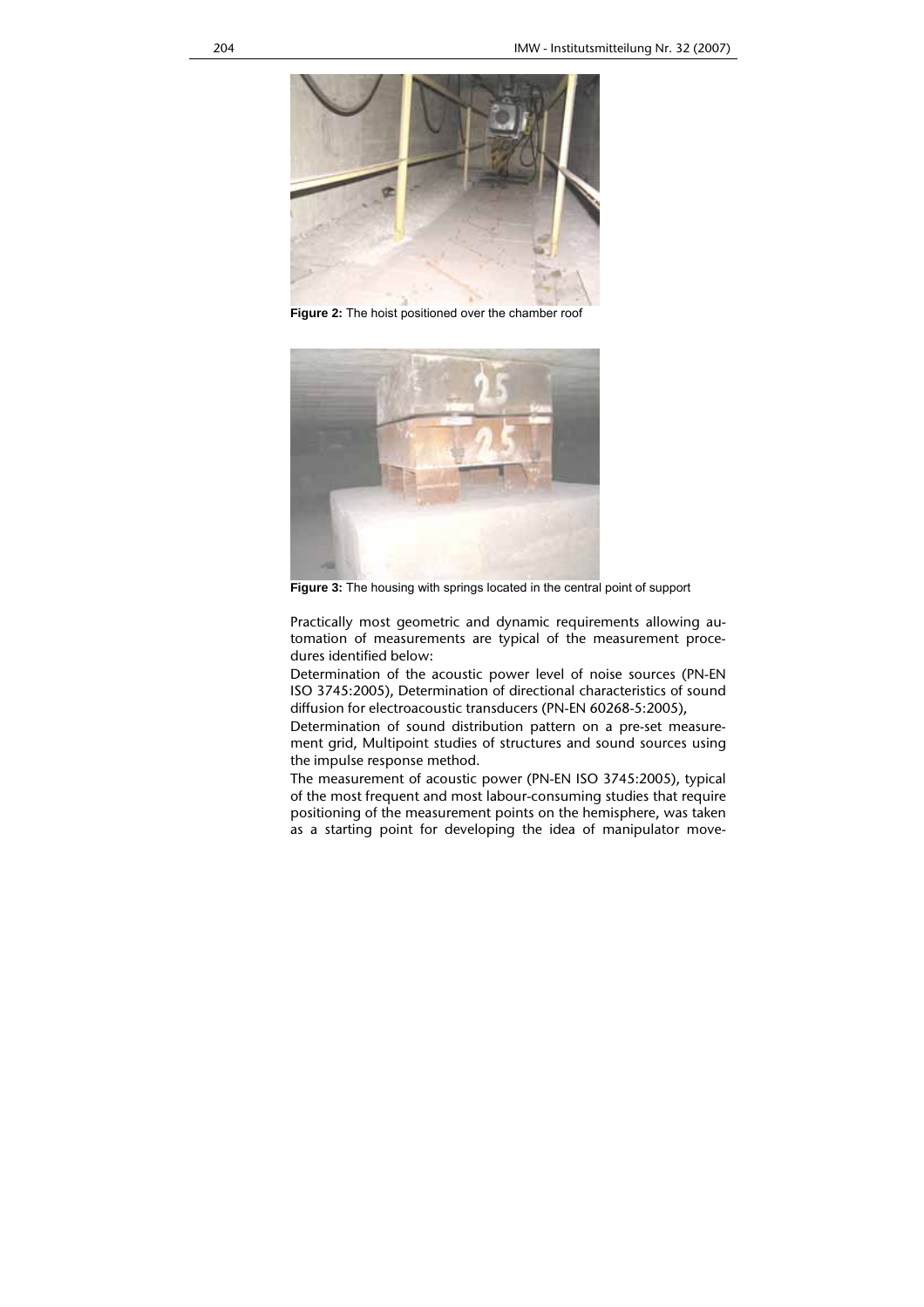Figure 2: The hoist positioned over the chamber roof

Figure 3: The housing with springs located in the central point of support

Practically most geometric and dynamic requirements allowing automation of measurements are typical of the measurement procedures identified below:

Determination of the acoustic power level of noise sources (PN-EN ISO 3745:2005), Determination of directional characteristics of sound diffusion for electroacoustic transducers (PN-EN 60268-5:2005),

Determination of sound distribution pattern on a pre-set measurement grid, Multipoint studies of structures and sound sources using the impulse response method.

The measurement of acoustic power (PN-EN ISO 3745:2005), typical of the most frequent and most labour-consuming studies that require positioning of the measurement points on the hemisphere, was taken as a starting point for developing the idea of manipulator move-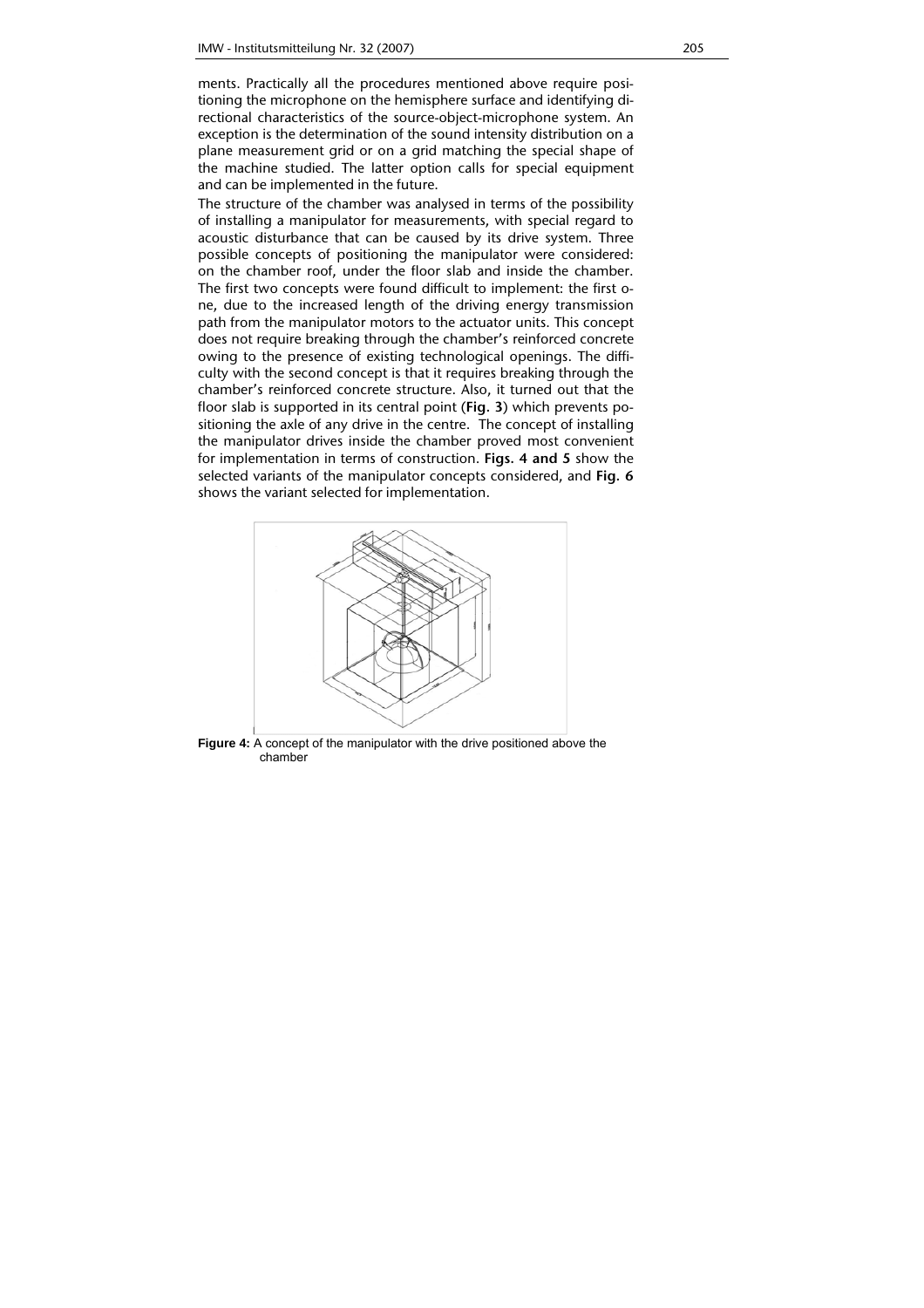ments. Practically all the procedures mentioned above require positioning the microphone on the hemisphere surface and identifying directional characteristics of the source-object-microphone system. An exception is the determination of the sound intensity distribution on a plane measurement grid or on a grid matching the special shape of the machine studied. The latter option calls for special equipment and can be implemented in the future.

The structure of the chamber was analysed in terms of the possibility of installing a manipulator for measurements, with special regard to acoustic disturbance that can be caused by its drive system. Three possible concepts of positioning the manipulator were considered: on the chamber roof, under the floor slab and inside the chamber. The first two concepts were found difficult to implement: the first one, due to the increased length of the driving energy transmission path from the manipulator motors to the actuator units. This concept does not require breaking through the chamber's reinforced concrete owing to the presence of existing technological openings. The difficulty with the second concept is that it requires breaking through the chamber's reinforced concrete structure. Also, it turned out that the floor slab is supported in its central point (**Fig. 3**) which prevents positioning the axle of any drive in the centre. The concept of installing the manipulator drives inside the chamber proved most convenient for implementation in terms of construction. **Figs. 4 and 5** show the selected variants of the manipulator concepts considered, and **Fig. 6** shows the variant selected for implementation.

**Figure 4:** A concept of the manipulator with the drive positioned above the chamber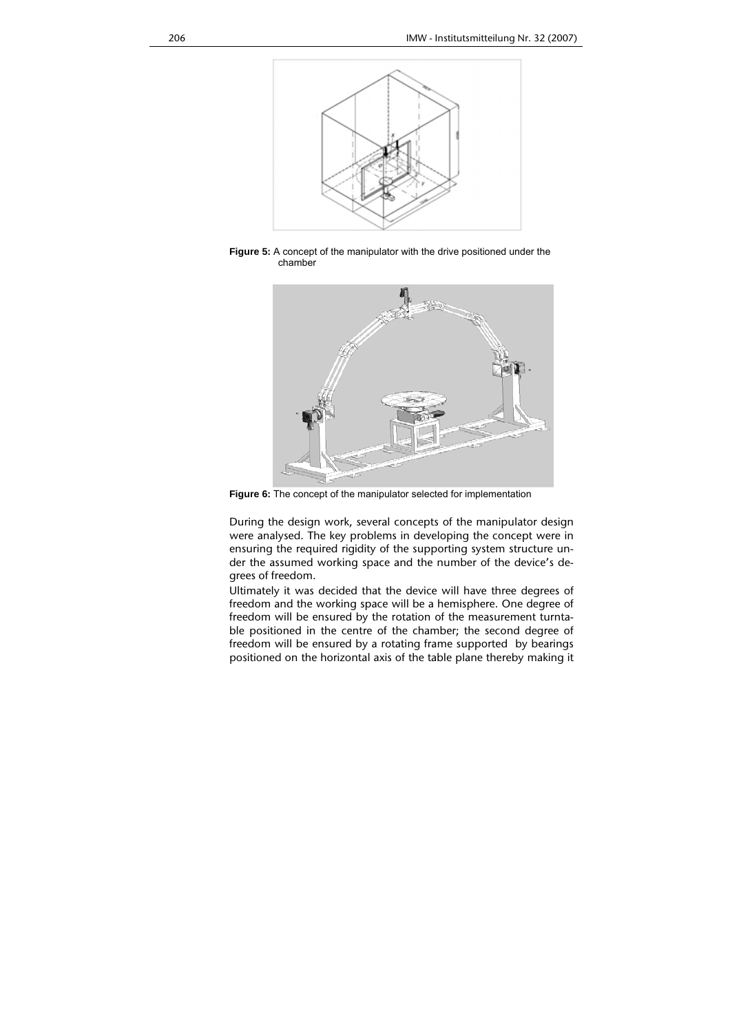**Figure 5:** A concept of the manipulator with the drive positioned under the chamber

**Figure 6:** The concept of the manipulator selected for implementation

During the design work, several concepts of the manipulator design were analysed. The key problems in developing the concept were in ensuring the required rigidity of the supporting system structure under the assumed working space and the number of the device's degrees of freedom.

Ultimately it was decided that the device will have three degrees of freedom and the working space will be a hemisphere. One degree of freedom will be ensured by the rotation of the measurement turntable positioned in the centre of the chamber; the second degree of freedom will be ensured by a rotating frame supported by bearings positioned on the horizontal axis of the table plane thereby making it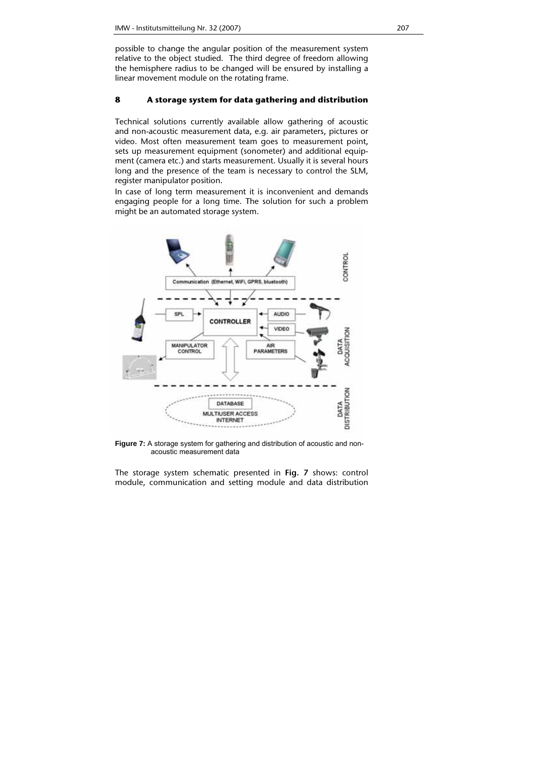possible to change the angular position of the measurement system relative to the object studied. The third degree of freedom allowing the hemisphere radius to be changed will be ensured by installing a linear movement module on the rotating frame.

## 8 A storage system for data gathering and distribution

Technical solutions currently available allow gathering of acoustic and non-acoustic measurement data, e.g. air parameters, pictures or video. Most often measurement team goes to measurement point, sets up measurement equipment (sonometer) and additional equipment (camera etc.) and starts measurement. Usually it is several hours long and the presence of the team is necessary to control the SLM, register manipulator position.

In case of long term measurement it is inconvenient and demands engaging people for a long time. The solution for such a problem might be an automated storage system.

**Figure 7:** A storage system for gathering and distribution of acoustic and non-acoustic measurement data

The storage system schematic presented in **Fig. 7** shows: control module, communication and setting module and data distribution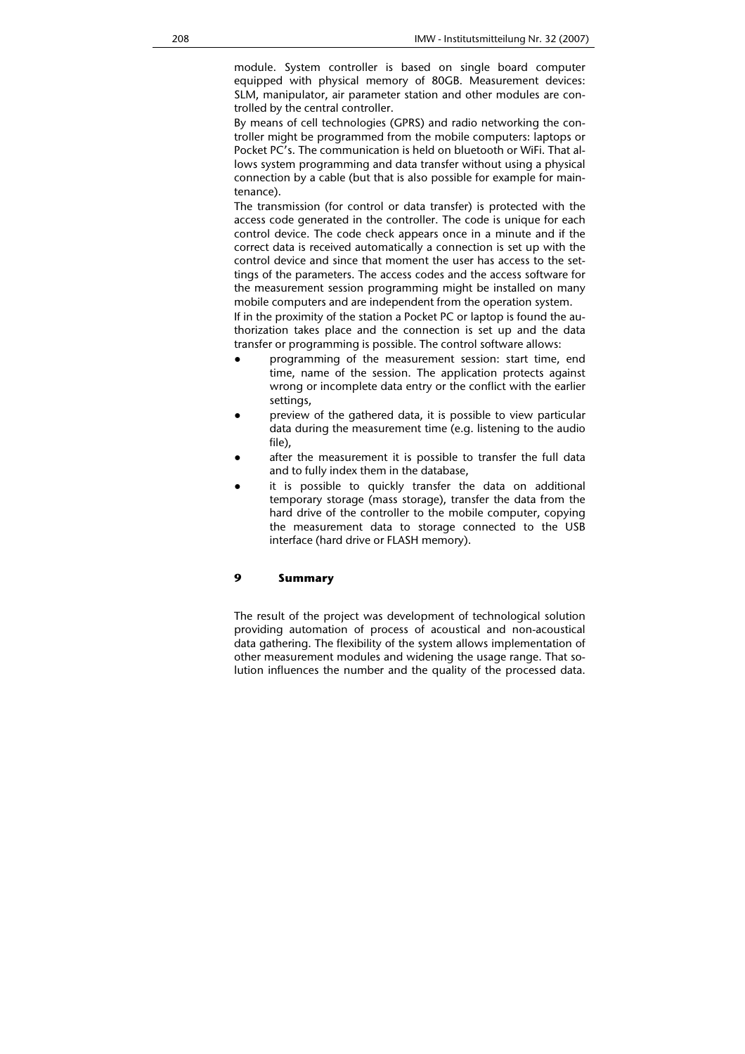module. System controller is based on single board computer equipped with physical memory of 80GB. Measurement devices: SLM, manipulator, air parameter station and other modules are controlled by the central controller.

By means of cell technologies (GPRS) and radio networking the controller might be programmed from the mobile computers: laptops or Pocket PC's. The communication is held on bluetooth or WiFi. That allows system programming and data transfer without using a physical connection by a cable (but that is also possible for example for maintenance).

The transmission (for control or data transfer) is protected with the access code generated in the controller. The code is unique for each control device. The code check appears once in a minute and if the correct data is received automatically a connection is set up with the control device and since that moment the user has access to the settings of the parameters. The access codes and the access software for the measurement session programming might be installed on many mobile computers and are independent from the operation system.

If in the proximity of the station a Pocket PC or laptop is found the authorization takes place and the connection is set up and the data transfer or programming is possible. The control software allows:

- programming of the measurement session: start time, end time, name of the session. The application protects against wrong or incomplete data entry or the conflict with the earlier settings,
- preview of the gathered data, it is possible to view particular data during the measurement time (e.g. listening to the audio file),
- after the measurement it is possible to transfer the full data and to fully index them in the database,
- it is possible to quickly transfer the data on additional temporary storage (mass storage), transfer the data from the hard drive of the controller to the mobile computer, copying the measurement data to storage connected to the USB interface (hard drive or FLASH memory).

## 9 Summary

The result of the project was development of technological solution providing automation of process of acoustical and non-acoustical data gathering. The flexibility of the system allows implementation of other measurement modules and widening the usage range. That solution influences the number and the quality of the processed data.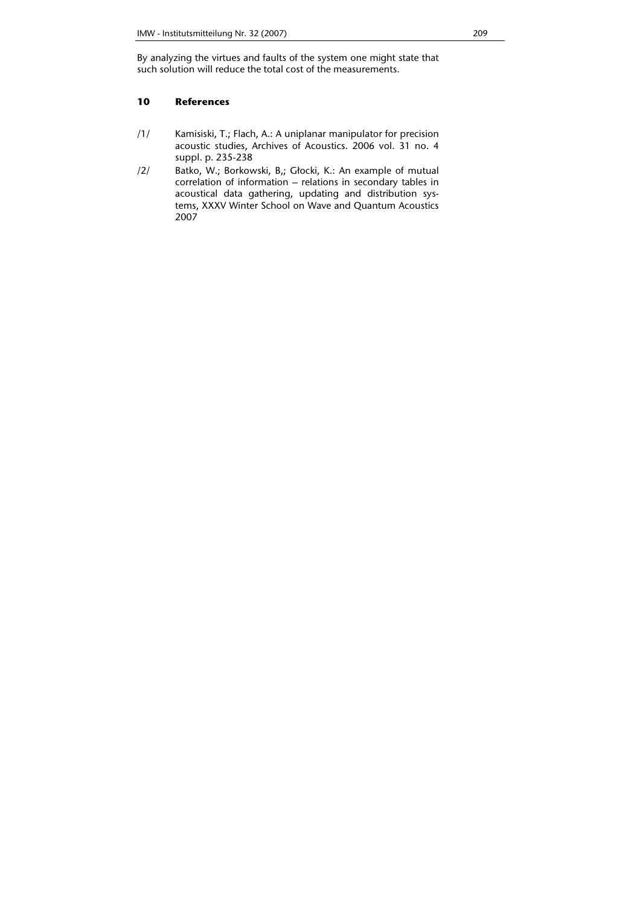By analyzing the virtues and faults of the system one might state that such solution will reduce the total cost of the measurements.

## 10 References

/1/ Kamisiski, T.; Flach, A.: A uniplanar manipulator for precision acoustic studies, Archives of Acoustics. 2006 vol. 31 no. 4 suppl. p. 235-238

/2/ Batko, W.; Borkowski, B,; Głocki, K.: An example of mutual correlation of information – relations in secondary tables in acoustical data gathering, updating and distribution systems, XXXV Winter School on Wave and Quantum Acoustics 2007